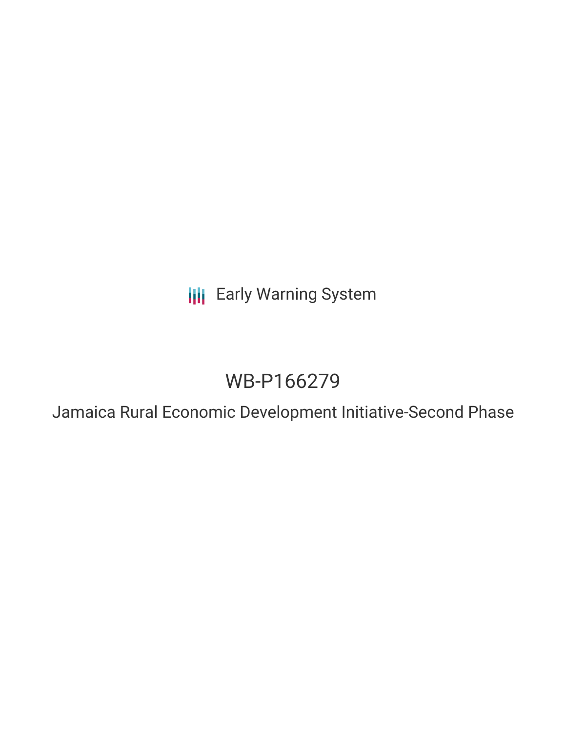Early Warning System

# WB-P166279

## Jamaica Rural Economic Development Initiative-Second Phase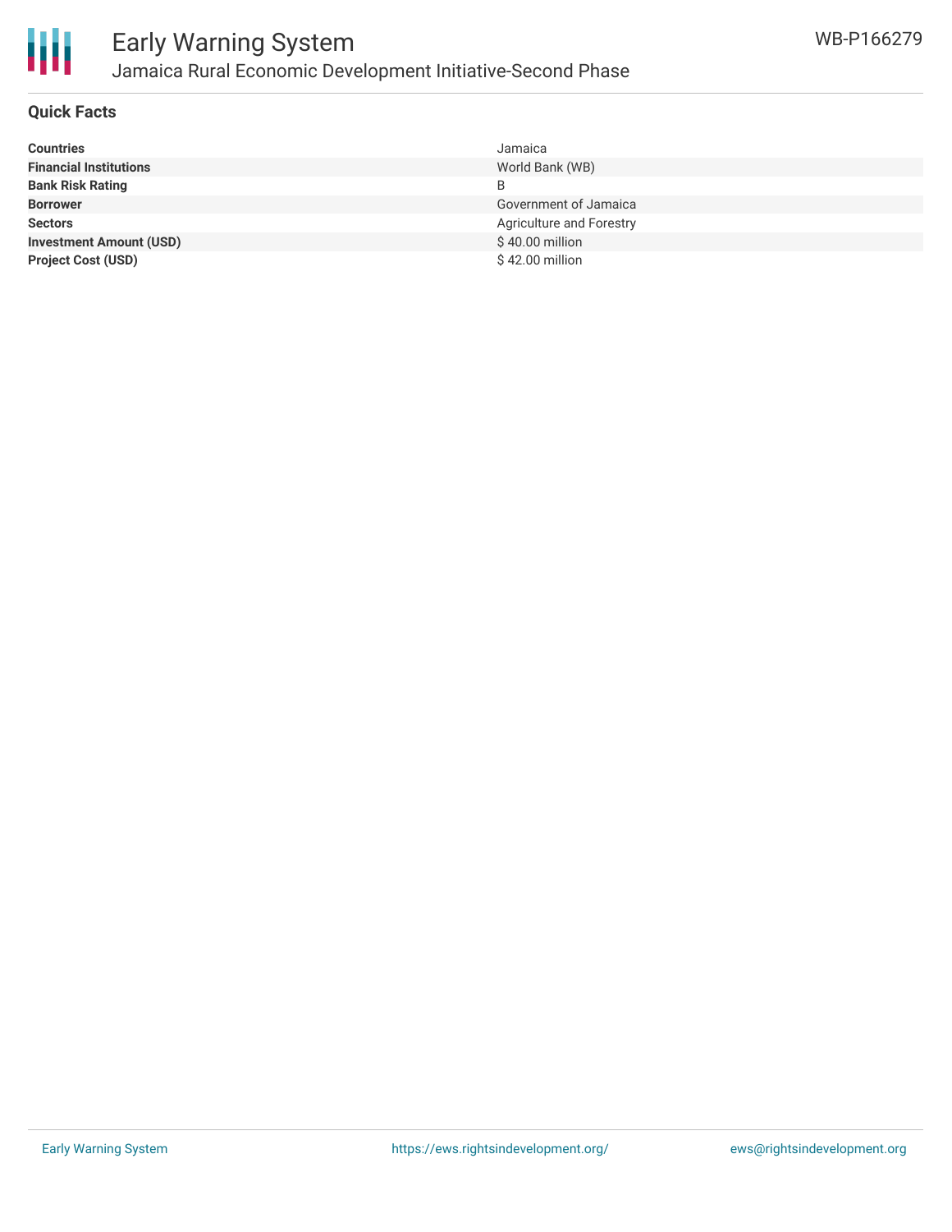## Quick Facts

| | |
|---|---|
| **Countries** | Jamaica |
| **Financial Institutions** | World Bank (WB) |
| **Bank Risk Rating** | B |
| **Borrower** | Government of Jamaica |
| **Sectors** | Agriculture and Forestry |
| **Investment Amount (USD)** | $ 40.00 million |
| **Project Cost (USD)** | $ 42.00 million |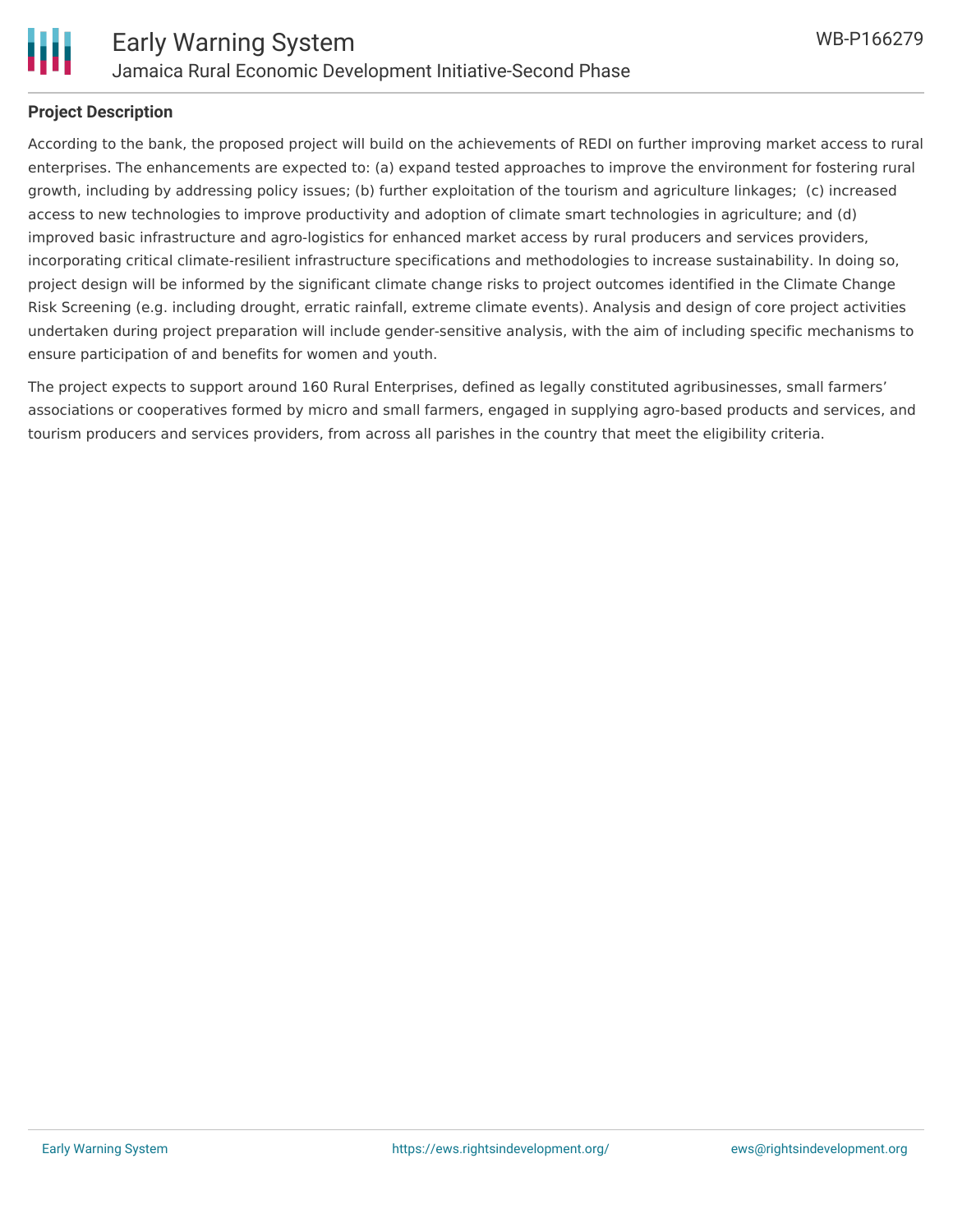## Project Description

According to the bank, the proposed project will build on the achievements of REDI on further improving market access to rural enterprises. The enhancements are expected to: (a) expand tested approaches to improve the environment for fostering rural growth, including by addressing policy issues; (b) further exploitation of the tourism and agriculture linkages; (c) increased access to new technologies to improve productivity and adoption of climate smart technologies in agriculture; and (d) improved basic infrastructure and agro-logistics for enhanced market access by rural producers and services providers, incorporating critical climate-resilient infrastructure specifications and methodologies to increase sustainability. In doing so, project design will be informed by the significant climate change risks to project outcomes identified in the Climate Change Risk Screening (e.g. including drought, erratic rainfall, extreme climate events). Analysis and design of core project activities undertaken during project preparation will include gender-sensitive analysis, with the aim of including specific mechanisms to ensure participation of and benefits for women and youth.

The project expects to support around 160 Rural Enterprises, defined as legally constituted agribusinesses, small farmers' associations or cooperatives formed by micro and small farmers, engaged in supplying agro-based products and services, and tourism producers and services providers, from across all parishes in the country that meet the eligibility criteria.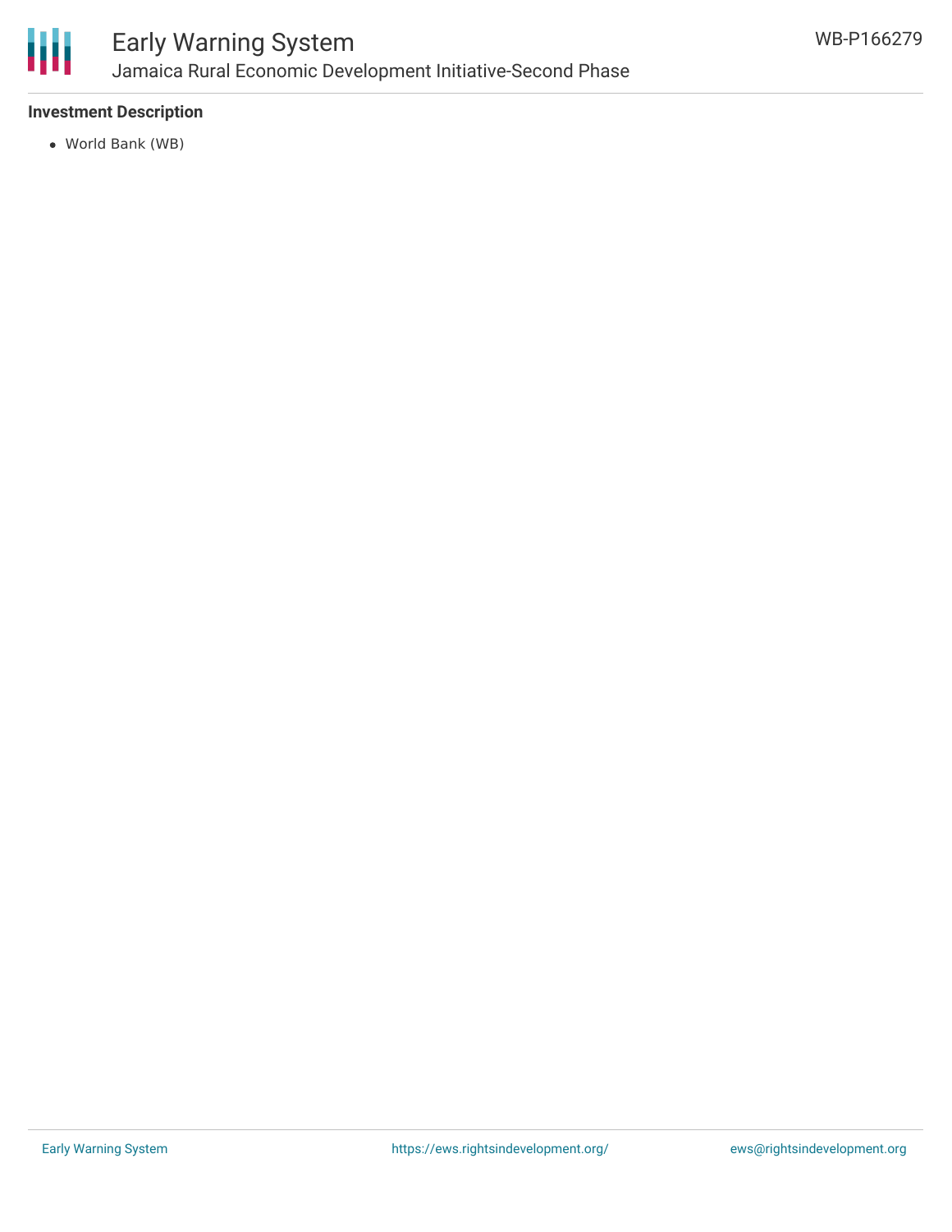**Investment Description**

- World Bank (WB)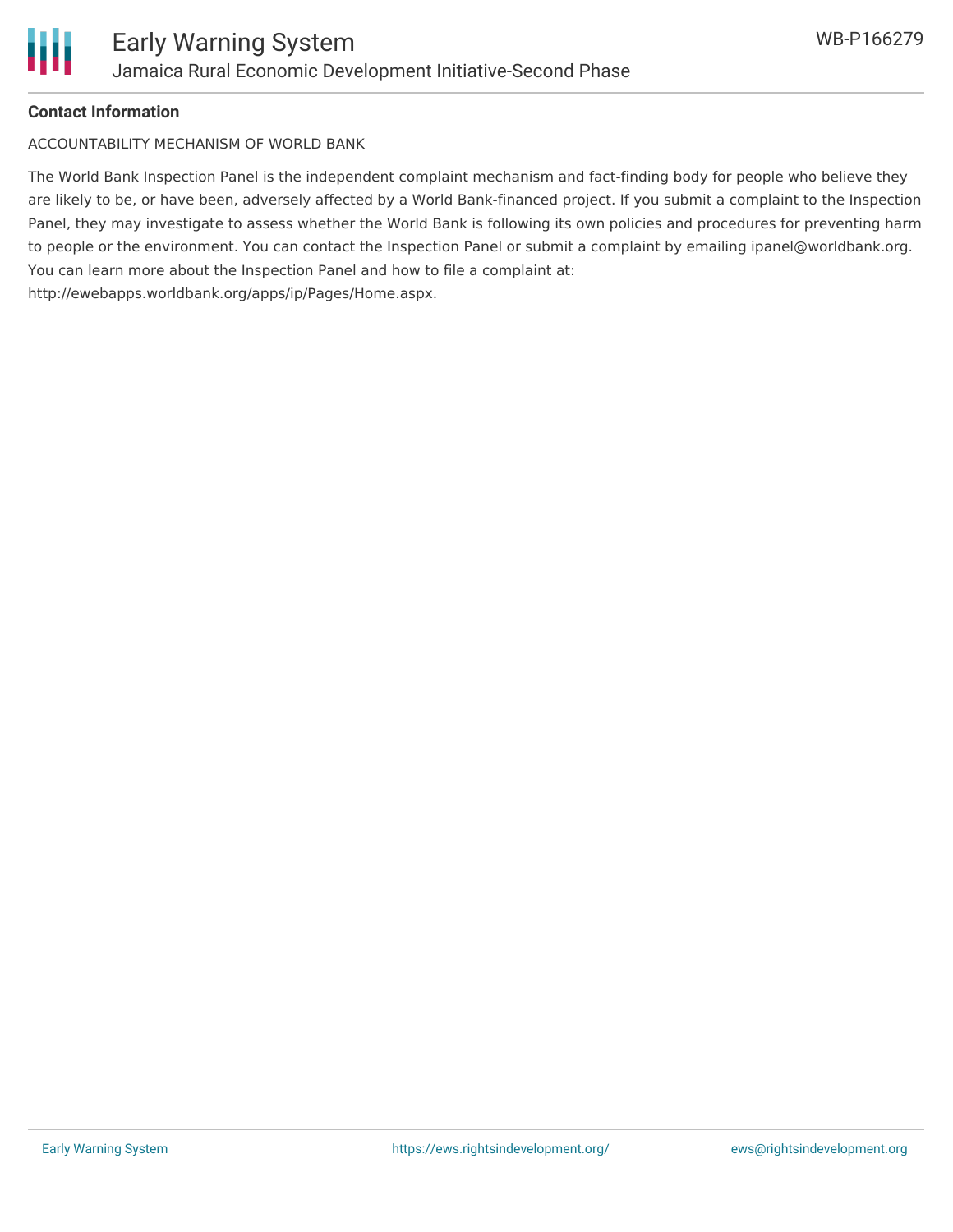**Contact Information**

ACCOUNTABILITY MECHANISM OF WORLD BANK

The World Bank Inspection Panel is the independent complaint mechanism and fact-finding body for people who believe they are likely to be, or have been, adversely affected by a World Bank-financed project. If you submit a complaint to the Inspection Panel, they may investigate to assess whether the World Bank is following its own policies and procedures for preventing harm to people or the environment. You can contact the Inspection Panel or submit a complaint by emailing ipanel@worldbank.org. You can learn more about the Inspection Panel and how to file a complaint at: http://ewebapps.worldbank.org/apps/ip/Pages/Home.aspx.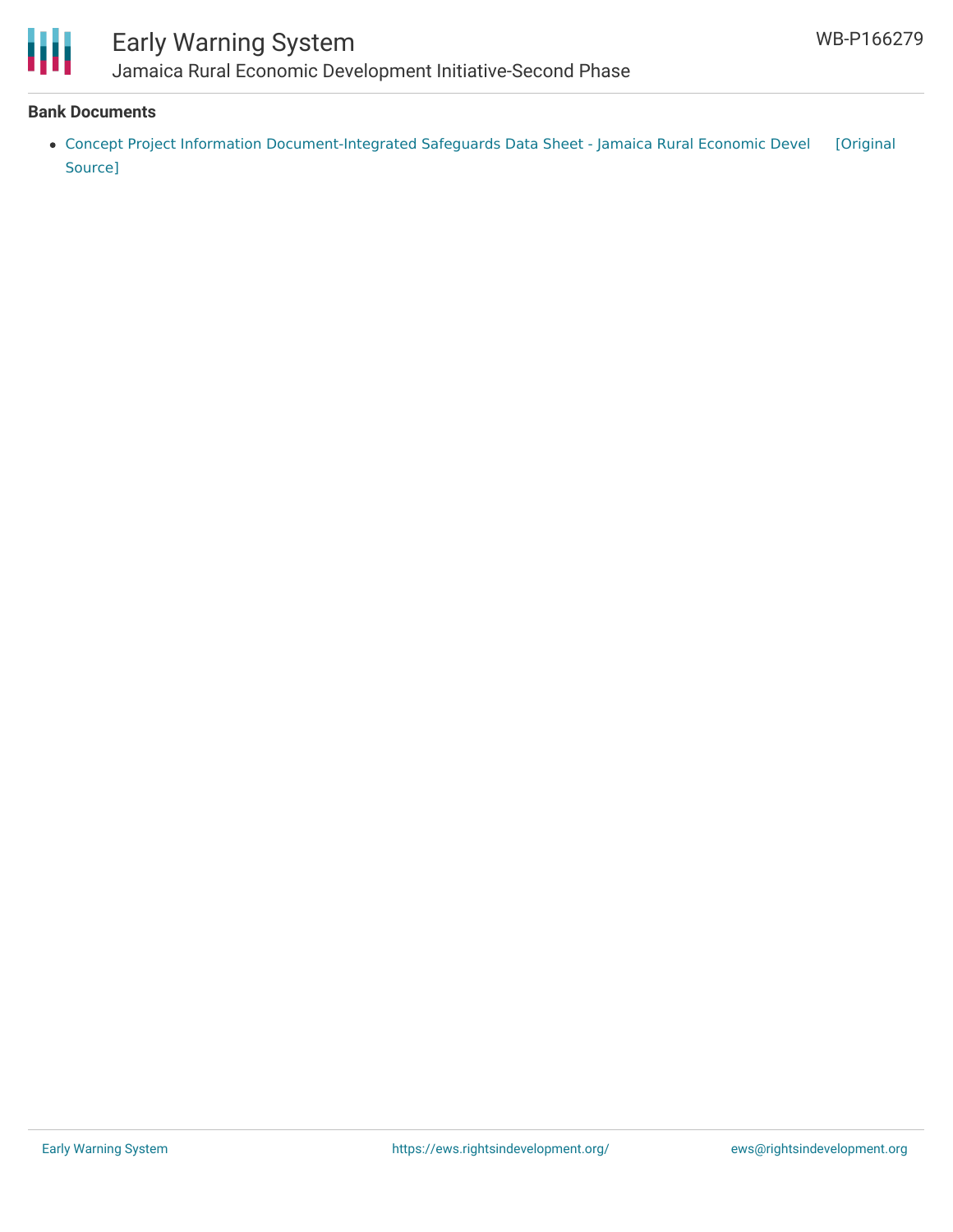**Bank Documents**

- Concept Project Information Document-Integrated Safeguards Data Sheet - Jamaica Rural Economic Devel [Original Source]